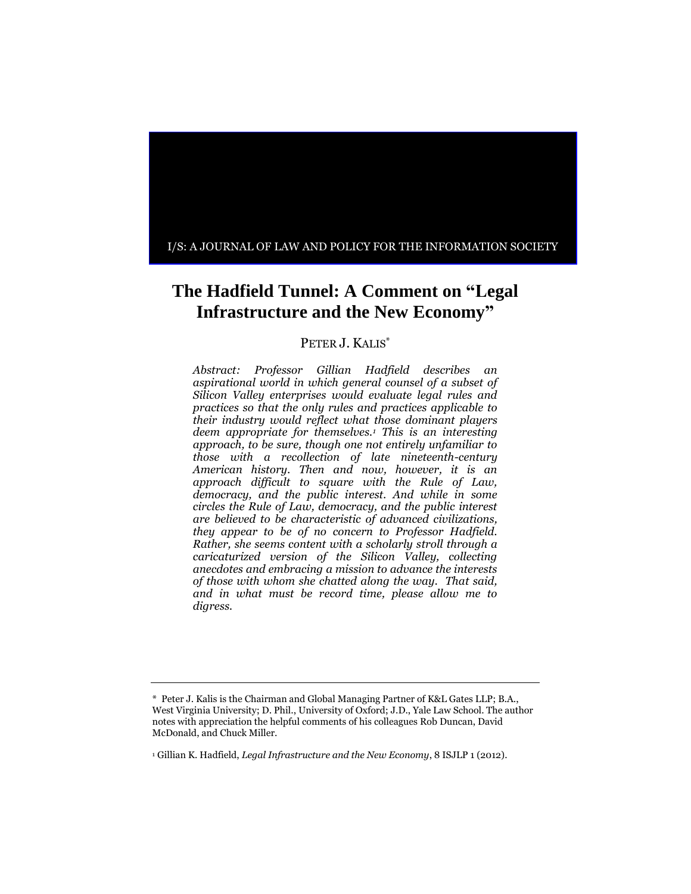I/S: A JOURNAL OF LAW AND POLICY FOR THE INFORMATION SOCIETY

# The Hadfield Tunnel: A Comment on "Legal Infrastructure and the New Economy"

PETER J. KALIS*

*Abstract: Professor Gillian Hadfield describes an aspirational world in which general counsel of a subset of Silicon Valley enterprises would evaluate legal rules and practices so that the only rules and practices applicable to their industry would reflect what those dominant players deem appropriate for themselves.[1] This is an interesting approach, to be sure, though one not entirely unfamiliar to those with a recollection of late nineteenth-century American history. Then and now, however, it is an approach difficult to square with the Rule of Law, democracy, and the public interest. And while in some circles the Rule of Law, democracy, and the public interest are believed to be characteristic of advanced civilizations, they appear to be of no concern to Professor Hadfield. Rather, she seems content with a scholarly stroll through a caricaturized version of the Silicon Valley, collecting anecdotes and embracing a mission to advance the interests of those with whom she chatted along the way. That said, and in what must be record time, please allow me to digress.*

---

\* Peter J. Kalis is the Chairman and Global Managing Partner of K&L Gates LLP; B.A., West Virginia University; D. Phil., University of Oxford; J.D., Yale Law School. The author notes with appreciation the helpful comments of his colleagues Rob Duncan, David McDonald, and Chuck Miller.

[1] Gillian K. Hadfield, *Legal Infrastructure and the New Economy*, 8 ISJLP 1 (2012).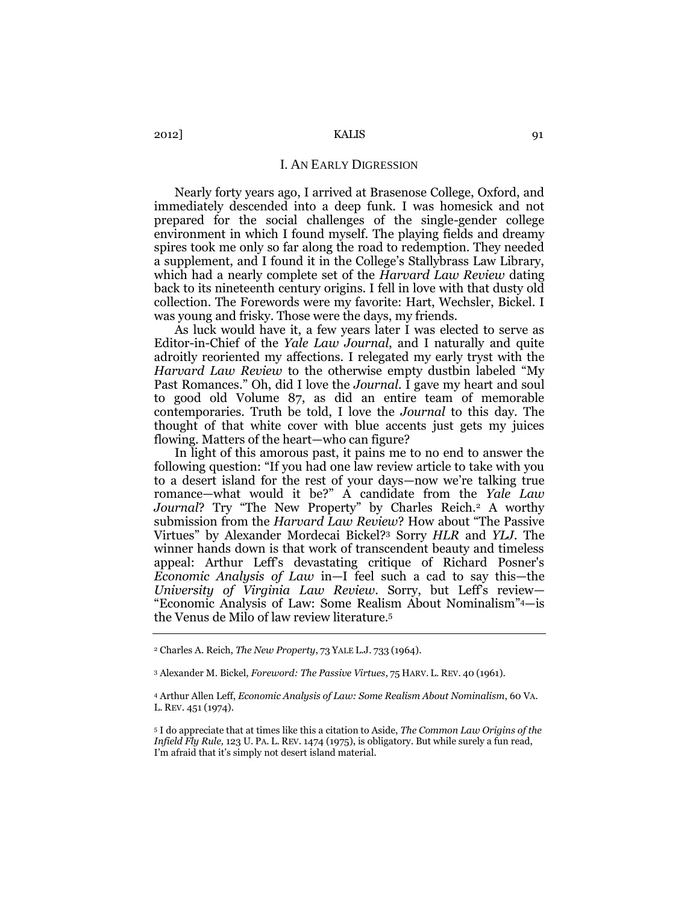## I. AN EARLY DIGRESSION

Nearly forty years ago, I arrived at Brasenose College, Oxford, and immediately descended into a deep funk. I was homesick and not prepared for the social challenges of the single-gender college environment in which I found myself. The playing fields and dreamy spires took me only so far along the road to redemption. They needed a supplement, and I found it in the College's Stallybrass Law Library, which had a nearly complete set of the *Harvard Law Review* dating back to its nineteenth century origins. I fell in love with that dusty old collection. The Forewords were my favorite: Hart, Wechsler, Bickel. I was young and frisky. Those were the days, my friends.

As luck would have it, a few years later I was elected to serve as Editor-in-Chief of the *Yale Law Journal*, and I naturally and quite adroitly reoriented my affections. I relegated my early tryst with the *Harvard Law Review* to the otherwise empty dustbin labeled "My Past Romances." Oh, did I love the *Journal*. I gave my heart and soul to good old Volume 87, as did an entire team of memorable contemporaries. Truth be told, I love the *Journal* to this day. The thought of that white cover with blue accents just gets my juices flowing. Matters of the heart—who can figure?

In light of this amorous past, it pains me to no end to answer the following question: "If you had one law review article to take with you to a desert island for the rest of your days—now we're talking true romance—what would it be?" A candidate from the *Yale Law Journal*? Try "The New Property" by Charles Reich.[2] A worthy submission from the *Harvard Law Review*? How about "The Passive Virtues" by Alexander Mordecai Bickel?[3] Sorry *HLR* and *YLJ*. The winner hands down is that work of transcendent beauty and timeless appeal: Arthur Leff's devastating critique of Richard Posner's *Economic Analysis of Law* in—I feel such a cad to say this—the *University of Virginia Law Review*. Sorry, but Leff's review—"Economic Analysis of Law: Some Realism About Nominalism"[4]—is the Venus de Milo of law review literature.[5]

---

[2] Charles A. Reich, *The New Property*, 73 YALE L.J. 733 (1964).

[3] Alexander M. Bickel, *Foreword: The Passive Virtues*, 75 HARV. L. REV. 40 (1961).

[4] Arthur Allen Leff, *Economic Analysis of Law: Some Realism About Nominalism*, 60 VA. L. REV. 451 (1974).

[5] I do appreciate that at times like this a citation to Aside, *The Common Law Origins of the Infield Fly Rule,* 123 U. PA. L. REV. 1474 (1975), is obligatory. But while surely a fun read, I'm afraid that it's simply not desert island material.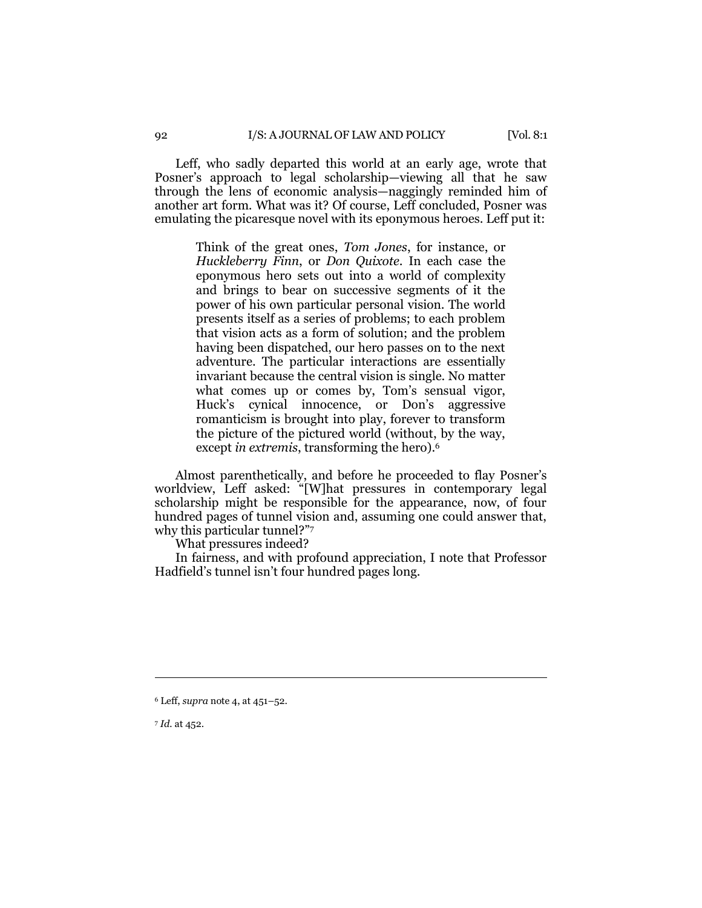Leff, who sadly departed this world at an early age, wrote that Posner's approach to legal scholarship—viewing all that he saw through the lens of economic analysis—naggingly reminded him of another art form. What was it? Of course, Leff concluded, Posner was emulating the picaresque novel with its eponymous heroes. Leff put it:

> Think of the great ones, *Tom Jones*, for instance, or *Huckleberry Finn*, or *Don Quixote*. In each case the eponymous hero sets out into a world of complexity and brings to bear on successive segments of it the power of his own particular personal vision. The world presents itself as a series of problems; to each problem that vision acts as a form of solution; and the problem having been dispatched, our hero passes on to the next adventure. The particular interactions are essentially invariant because the central vision is single. No matter what comes up or comes by, Tom's sensual vigor, Huck's cynical innocence, or Don's aggressive romanticism is brought into play, forever to transform the picture of the pictured world (without, by the way, except *in extremis*, transforming the hero).[6]

Almost parenthetically, and before he proceeded to flay Posner's worldview, Leff asked: "[W]hat pressures in contemporary legal scholarship might be responsible for the appearance, now, of four hundred pages of tunnel vision and, assuming one could answer that, why this particular tunnel?"[7]

What pressures indeed?

In fairness, and with profound appreciation, I note that Professor Hadfield's tunnel isn't four hundred pages long.

---

[6] Leff, *supra* note 4, at 451–52.

[7] *Id.* at 452.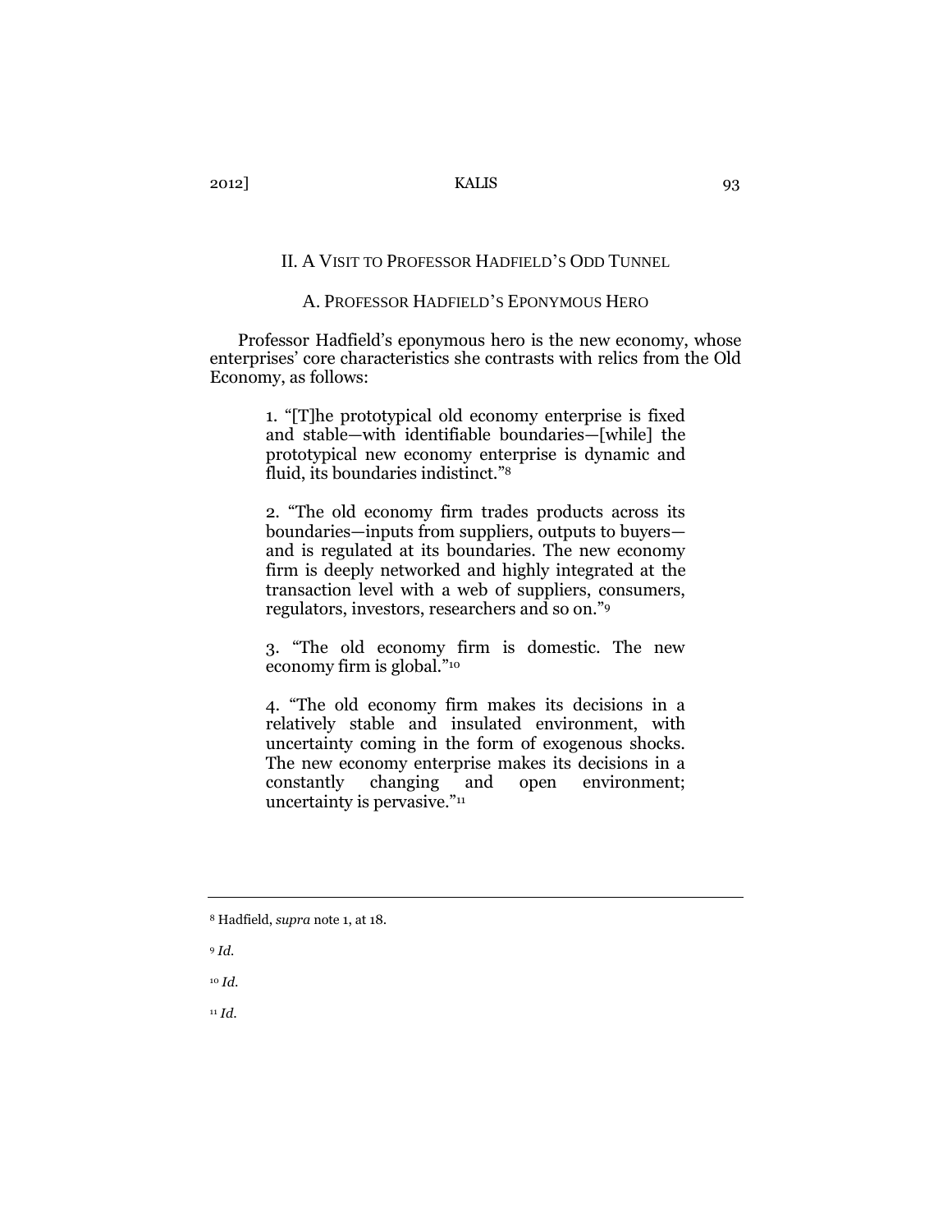## II. A VISIT TO PROFESSOR HADFIELD'S ODD TUNNEL

### A. PROFESSOR HADFIELD'S EPONYMOUS HERO

Professor Hadfield's eponymous hero is the new economy, whose enterprises' core characteristics she contrasts with relics from the Old Economy, as follows:

> 1. "[T]he prototypical old economy enterprise is fixed and stable—with identifiable boundaries—[while] the prototypical new economy enterprise is dynamic and fluid, its boundaries indistinct."[8]
>
> 2. "The old economy firm trades products across its boundaries—inputs from suppliers, outputs to buyers—and is regulated at its boundaries. The new economy firm is deeply networked and highly integrated at the transaction level with a web of suppliers, consumers, regulators, investors, researchers and so on."[9]
>
> 3. "The old economy firm is domestic. The new economy firm is global."[10]
>
> 4. "The old economy firm makes its decisions in a relatively stable and insulated environment, with uncertainty coming in the form of exogenous shocks. The new economy enterprise makes its decisions in a constantly changing and open environment; uncertainty is pervasive."[11]

---

[8] Hadfield, *supra* note 1, at 18.

[9] *Id.*

[10] *Id.*

[11] *Id.*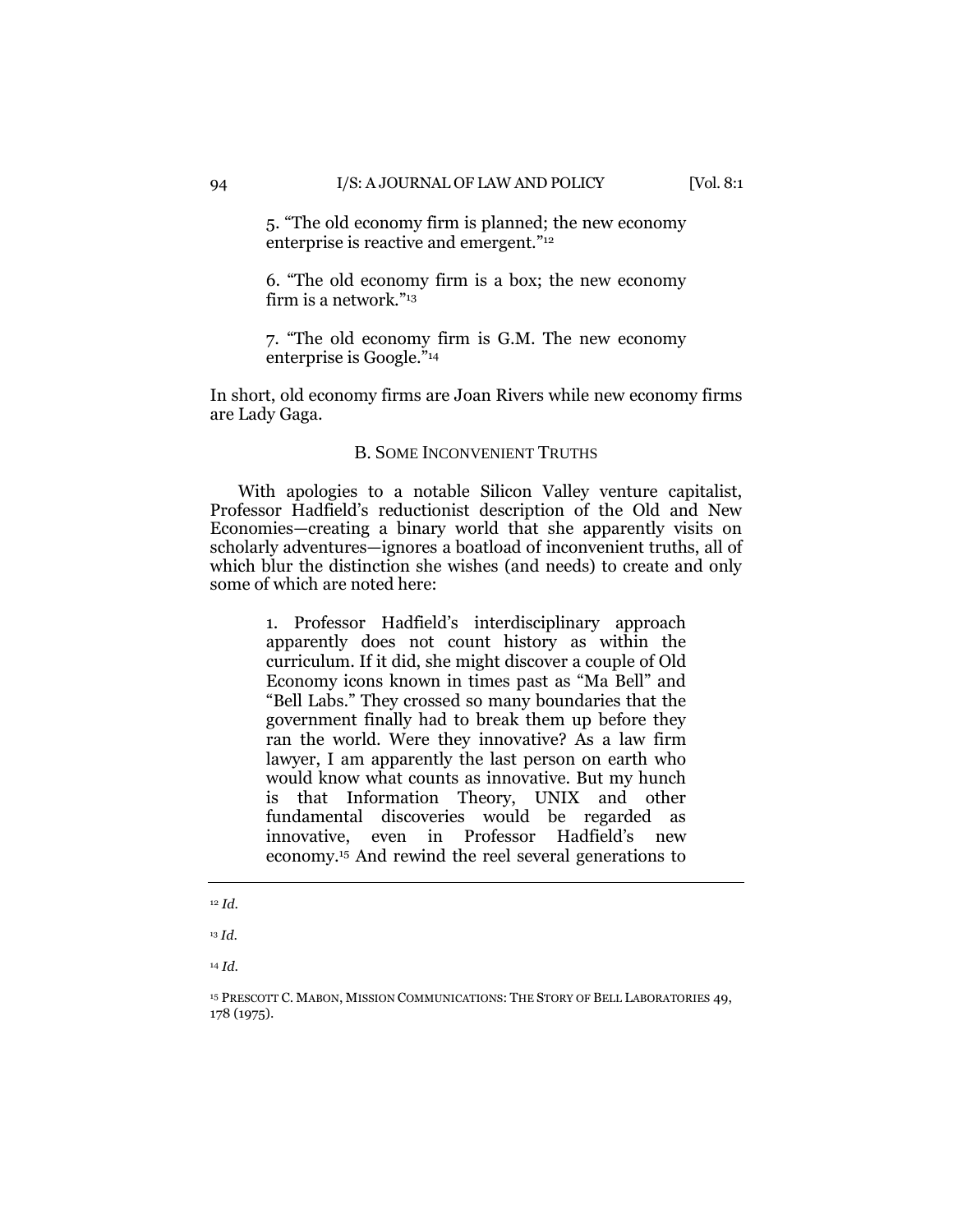5. "The old economy firm is planned; the new economy enterprise is reactive and emergent."[12]

6. "The old economy firm is a box; the new economy firm is a network."[13]

7. "The old economy firm is G.M. The new economy enterprise is Google."[14]

In short, old economy firms are Joan Rivers while new economy firms are Lady Gaga.

### B. Some Inconvenient Truths

With apologies to a notable Silicon Valley venture capitalist, Professor Hadfield's reductionist description of the Old and New Economies—creating a binary world that she apparently visits on scholarly adventures—ignores a boatload of inconvenient truths, all of which blur the distinction she wishes (and needs) to create and only some of which are noted here:

1. Professor Hadfield's interdisciplinary approach apparently does not count history as within the curriculum. If it did, she might discover a couple of Old Economy icons known in times past as "Ma Bell" and "Bell Labs." They crossed so many boundaries that the government finally had to break them up before they ran the world. Were they innovative? As a law firm lawyer, I am apparently the last person on earth who would know what counts as innovative. But my hunch is that Information Theory, UNIX and other fundamental discoveries would be regarded as innovative, even in Professor Hadfield's new economy.[15] And rewind the reel several generations to

---

[12] *Id.*

[13] *Id.*

[14] *Id.*

[15] Prescott C. Mabon, Mission Communications: The Story of Bell Laboratories 49, 178 (1975).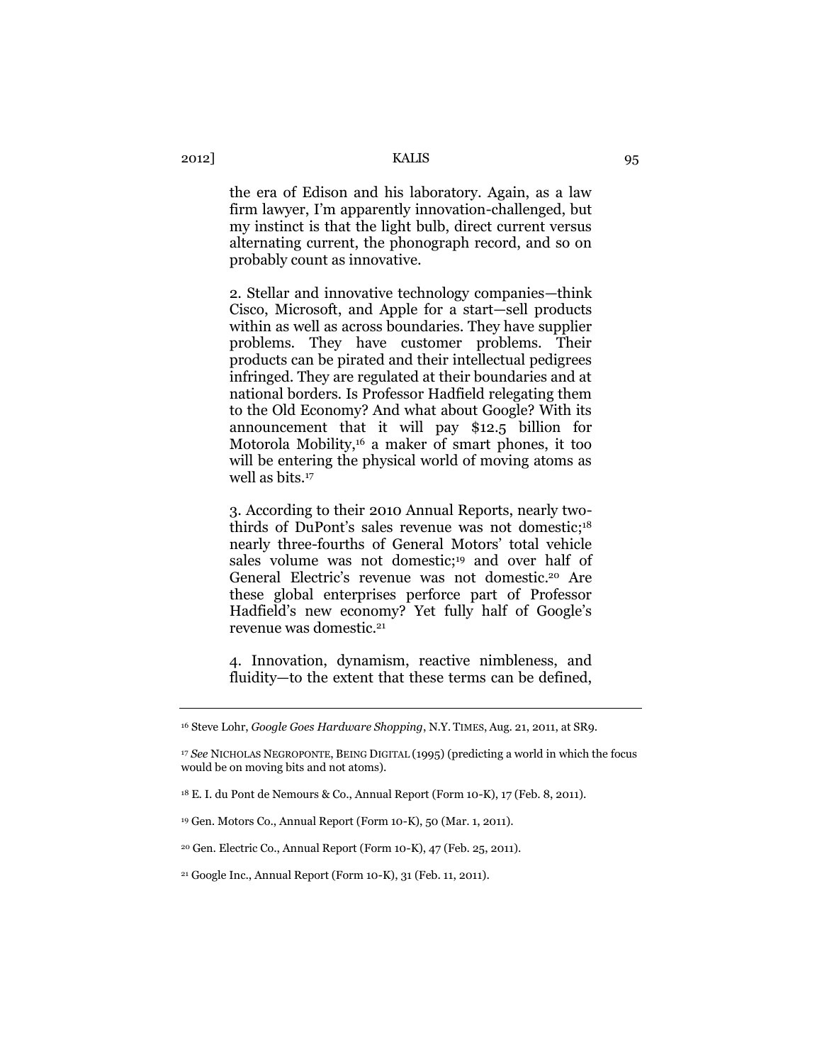the era of Edison and his laboratory. Again, as a law firm lawyer, I'm apparently innovation-challenged, but my instinct is that the light bulb, direct current versus alternating current, the phonograph record, and so on probably count as innovative.

2. Stellar and innovative technology companies—think Cisco, Microsoft, and Apple for a start—sell products within as well as across boundaries. They have supplier problems. They have customer problems. Their products can be pirated and their intellectual pedigrees infringed. They are regulated at their boundaries and at national borders. Is Professor Hadfield relegating them to the Old Economy? And what about Google? With its announcement that it will pay $12.5 billion for Motorola Mobility,[16] a maker of smart phones, it too will be entering the physical world of moving atoms as well as bits.[17]

3. According to their 2010 Annual Reports, nearly two-thirds of DuPont's sales revenue was not domestic;[18] nearly three-fourths of General Motors' total vehicle sales volume was not domestic;[19] and over half of General Electric's revenue was not domestic.[20] Are these global enterprises perforce part of Professor Hadfield's new economy? Yet fully half of Google's revenue was domestic.[21]

4. Innovation, dynamism, reactive nimbleness, and fluidity—to the extent that these terms can be defined,

---

[16] Steve Lohr, *Google Goes Hardware Shopping*, N.Y. TIMES, Aug. 21, 2011, at SR9.

[17] *See* NICHOLAS NEGROPONTE, BEING DIGITAL (1995) (predicting a world in which the focus would be on moving bits and not atoms).

[18] E. I. du Pont de Nemours & Co., Annual Report (Form 10-K), 17 (Feb. 8, 2011).

[19] Gen. Motors Co., Annual Report (Form 10-K), 50 (Mar. 1, 2011).

[20] Gen. Electric Co., Annual Report (Form 10-K), 47 (Feb. 25, 2011).

[21] Google Inc., Annual Report (Form 10-K), 31 (Feb. 11, 2011).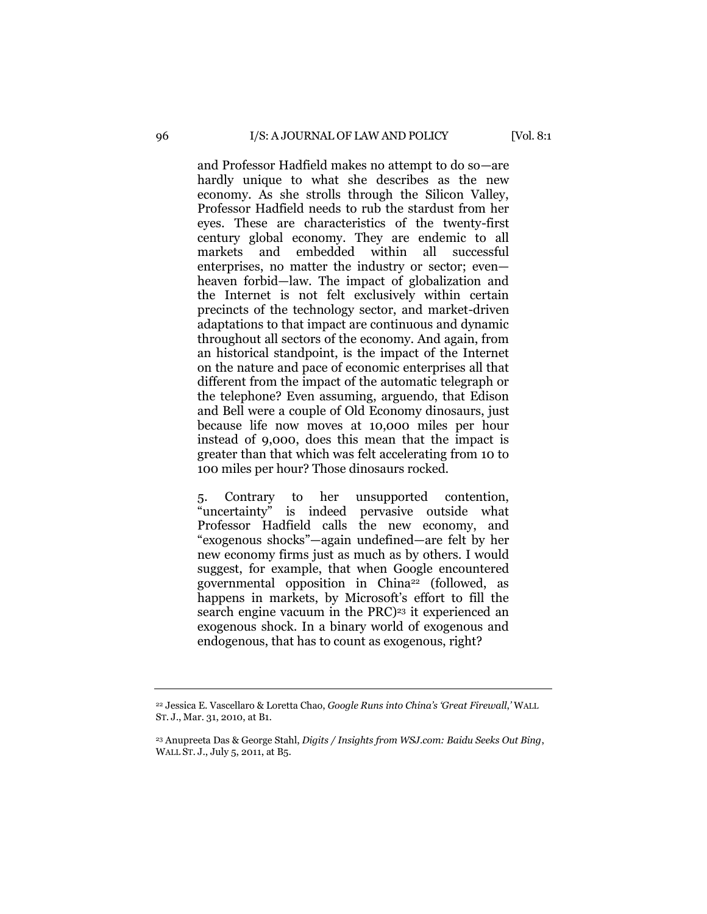and Professor Hadfield makes no attempt to do so—are hardly unique to what she describes as the new economy. As she strolls through the Silicon Valley, Professor Hadfield needs to rub the stardust from her eyes. These are characteristics of the twenty-first century global economy. They are endemic to all markets and embedded within all successful enterprises, no matter the industry or sector; even—heaven forbid—law. The impact of globalization and the Internet is not felt exclusively within certain precincts of the technology sector, and market-driven adaptations to that impact are continuous and dynamic throughout all sectors of the economy. And again, from an historical standpoint, is the impact of the Internet on the nature and pace of economic enterprises all that different from the impact of the automatic telegraph or the telephone? Even assuming, arguendo, that Edison and Bell were a couple of Old Economy dinosaurs, just because life now moves at 10,000 miles per hour instead of 9,000, does this mean that the impact is greater than that which was felt accelerating from 10 to 100 miles per hour? Those dinosaurs rocked.

5. Contrary to her unsupported contention, "uncertainty" is indeed pervasive outside what Professor Hadfield calls the new economy, and "exogenous shocks"—again undefined—are felt by her new economy firms just as much as by others. I would suggest, for example, that when Google encountered governmental opposition in China[22] (followed, as happens in markets, by Microsoft's effort to fill the search engine vacuum in the PRC)[23] it experienced an exogenous shock. In a binary world of exogenous and endogenous, that has to count as exogenous, right?

---

[22] Jessica E. Vascellaro & Loretta Chao, *Google Runs into China's 'Great Firewall,'* WALL ST. J., Mar. 31, 2010, at B1.

[23] Anupreeta Das & George Stahl, *Digits / Insights from WSJ.com: Baidu Seeks Out Bing*, WALL ST. J., July 5, 2011, at B5.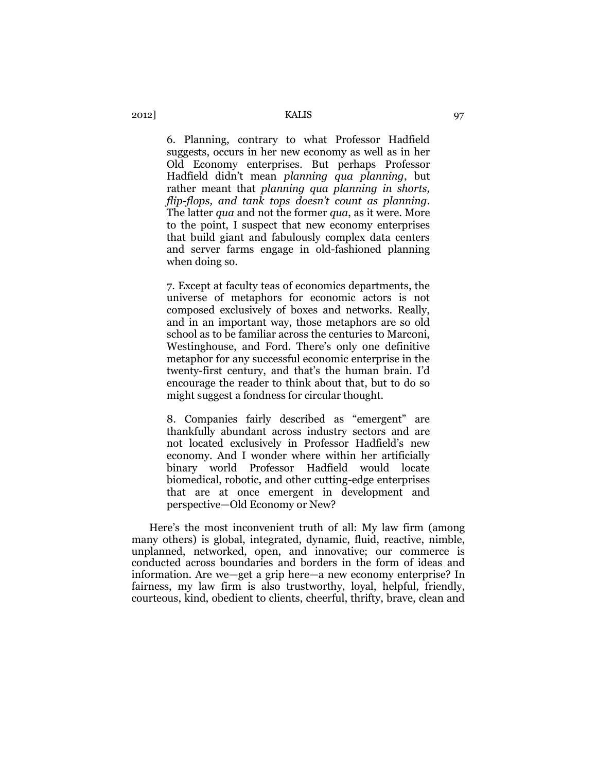> 6. Planning, contrary to what Professor Hadfield suggests, occurs in her new economy as well as in her Old Economy enterprises. But perhaps Professor Hadfield didn't mean *planning qua planning*, but rather meant that *planning qua planning in shorts, flip-flops, and tank tops doesn't count as planning*. The latter *qua* and not the former *qua*, as it were. More to the point, I suspect that new economy enterprises that build giant and fabulously complex data centers and server farms engage in old-fashioned planning when doing so.
>
> 7. Except at faculty teas of economics departments, the universe of metaphors for economic actors is not composed exclusively of boxes and networks. Really, and in an important way, those metaphors are so old school as to be familiar across the centuries to Marconi, Westinghouse, and Ford. There's only one definitive metaphor for any successful economic enterprise in the twenty-first century, and that's the human brain. I'd encourage the reader to think about that, but to do so might suggest a fondness for circular thought.
>
> 8. Companies fairly described as "emergent" are thankfully abundant across industry sectors and are not located exclusively in Professor Hadfield's new economy. And I wonder where within her artificially binary world Professor Hadfield would locate biomedical, robotic, and other cutting-edge enterprises that are at once emergent in development and perspective—Old Economy or New?

Here's the most inconvenient truth of all: My law firm (among many others) is global, integrated, dynamic, fluid, reactive, nimble, unplanned, networked, open, and innovative; our commerce is conducted across boundaries and borders in the form of ideas and information. Are we—get a grip here—a new economy enterprise? In fairness, my law firm is also trustworthy, loyal, helpful, friendly, courteous, kind, obedient to clients, cheerful, thrifty, brave, clean and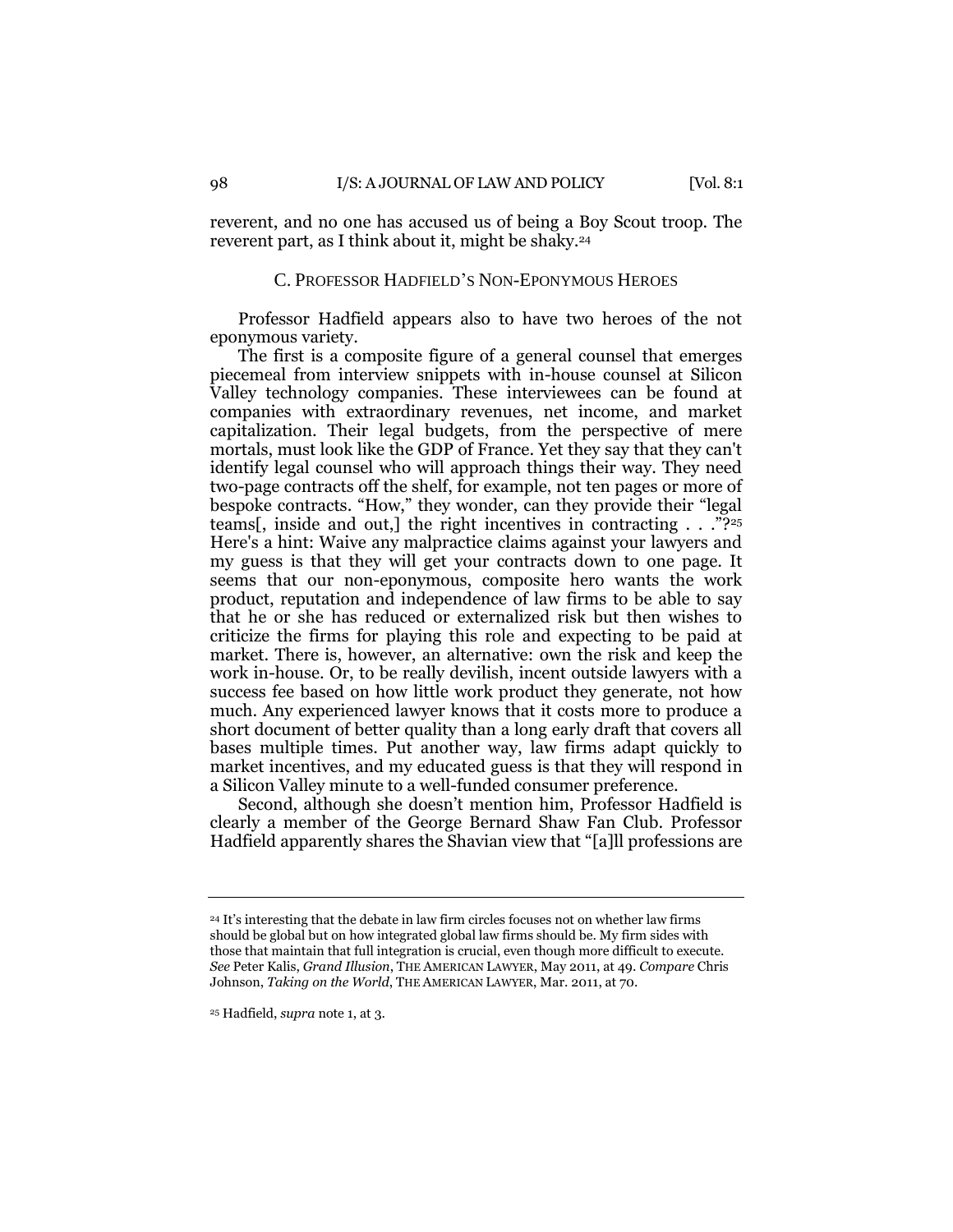reverent, and no one has accused us of being a Boy Scout troop. The reverent part, as I think about it, might be shaky.[24]

### C. PROFESSOR HADFIELD'S NON-EPONYMOUS HEROES

Professor Hadfield appears also to have two heroes of the not eponymous variety.

The first is a composite figure of a general counsel that emerges piecemeal from interview snippets with in-house counsel at Silicon Valley technology companies. These interviewees can be found at companies with extraordinary revenues, net income, and market capitalization. Their legal budgets, from the perspective of mere mortals, must look like the GDP of France. Yet they say that they can't identify legal counsel who will approach things their way. They need two-page contracts off the shelf, for example, not ten pages or more of bespoke contracts. "How," they wonder, can they provide their "legal teams[, inside and out,] the right incentives in contracting . . ."?[25] Here's a hint: Waive any malpractice claims against your lawyers and my guess is that they will get your contracts down to one page. It seems that our non-eponymous, composite hero wants the work product, reputation and independence of law firms to be able to say that he or she has reduced or externalized risk but then wishes to criticize the firms for playing this role and expecting to be paid at market. There is, however, an alternative: own the risk and keep the work in-house. Or, to be really devilish, incent outside lawyers with a success fee based on how little work product they generate, not how much. Any experienced lawyer knows that it costs more to produce a short document of better quality than a long early draft that covers all bases multiple times. Put another way, law firms adapt quickly to market incentives, and my educated guess is that they will respond in a Silicon Valley minute to a well-funded consumer preference.

Second, although she doesn't mention him, Professor Hadfield is clearly a member of the George Bernard Shaw Fan Club. Professor Hadfield apparently shares the Shavian view that "[a]ll professions are

---

[24] It's interesting that the debate in law firm circles focuses not on whether law firms should be global but on how integrated global law firms should be. My firm sides with those that maintain that full integration is crucial, even though more difficult to execute. *See* Peter Kalis, *Grand Illusion*, THE AMERICAN LAWYER, May 2011, at 49. *Compare* Chris Johnson, *Taking on the World*, THE AMERICAN LAWYER, Mar. 2011, at 70.

[25] Hadfield, *supra* note 1, at 3.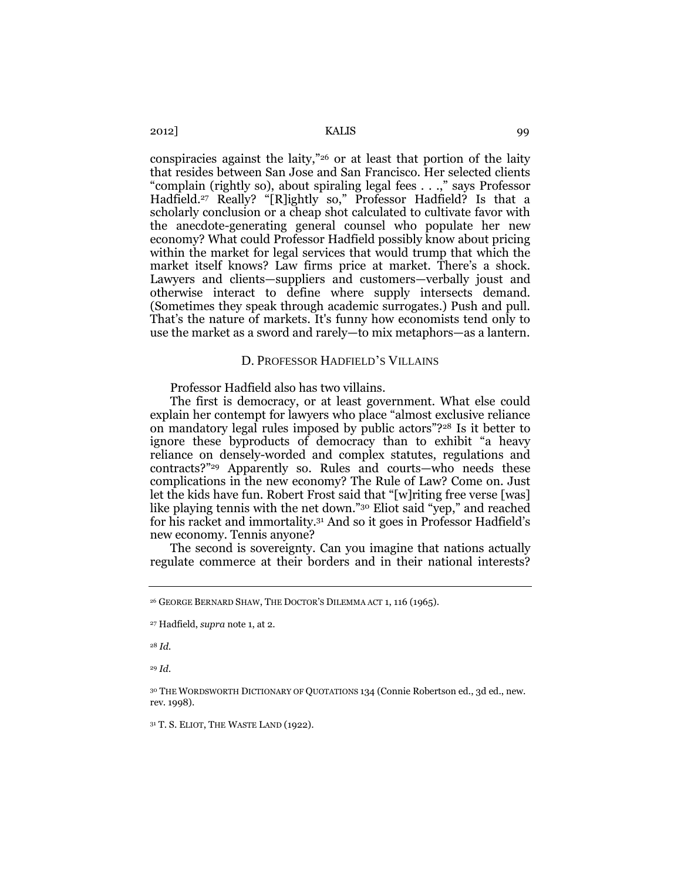conspiracies against the laity,"[26] or at least that portion of the laity that resides between San Jose and San Francisco. Her selected clients "complain (rightly so), about spiraling legal fees . . .," says Professor Hadfield.[27] Really? "[R]ightly so," Professor Hadfield? Is that a scholarly conclusion or a cheap shot calculated to cultivate favor with the anecdote-generating general counsel who populate her new economy? What could Professor Hadfield possibly know about pricing within the market for legal services that would trump that which the market itself knows? Law firms price at market. There's a shock. Lawyers and clients—suppliers and customers—verbally joust and otherwise interact to define where supply intersects demand. (Sometimes they speak through academic surrogates.) Push and pull. That's the nature of markets. It's funny how economists tend only to use the market as a sword and rarely—to mix metaphors—as a lantern.

### D. PROFESSOR HADFIELD'S VILLAINS

Professor Hadfield also has two villains.

The first is democracy, or at least government. What else could explain her contempt for lawyers who place "almost exclusive reliance on mandatory legal rules imposed by public actors"?[28] Is it better to ignore these byproducts of democracy than to exhibit "a heavy reliance on densely-worded and complex statutes, regulations and contracts?"[29] Apparently so. Rules and courts—who needs these complications in the new economy? The Rule of Law? Come on. Just let the kids have fun. Robert Frost said that "[w]riting free verse [was] like playing tennis with the net down."[30] Eliot said "yep," and reached for his racket and immortality.[31] And so it goes in Professor Hadfield's new economy. Tennis anyone?

The second is sovereignty. Can you imagine that nations actually regulate commerce at their borders and in their national interests?

---

[26] GEORGE BERNARD SHAW, THE DOCTOR'S DILEMMA ACT 1, 116 (1965).

[27] Hadfield, *supra* note 1, at 2.

[28] *Id.*

[29] *Id.*

[30] THE WORDSWORTH DICTIONARY OF QUOTATIONS 134 (Connie Robertson ed., 3d ed., new. rev. 1998).

[31] T. S. ELIOT, THE WASTE LAND (1922).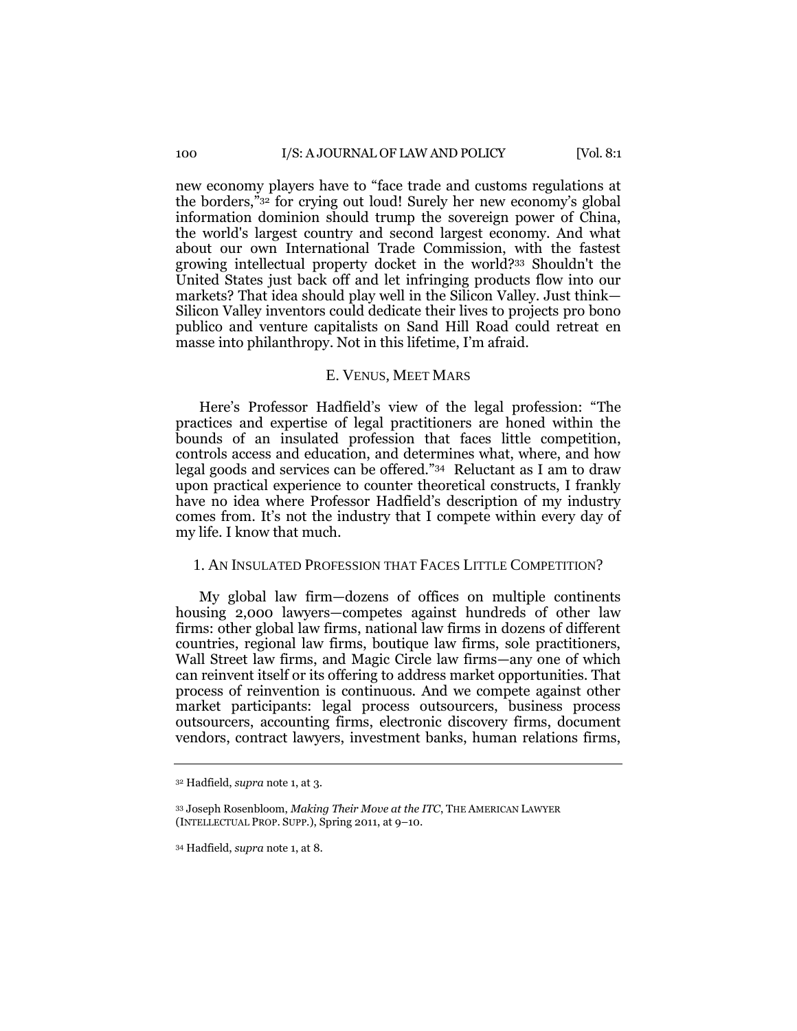new economy players have to "face trade and customs regulations at the borders,"[32] for crying out loud! Surely her new economy's global information dominion should trump the sovereign power of China, the world's largest country and second largest economy. And what about our own International Trade Commission, with the fastest growing intellectual property docket in the world?[33] Shouldn't the United States just back off and let infringing products flow into our markets? That idea should play well in the Silicon Valley. Just think—Silicon Valley inventors could dedicate their lives to projects pro bono publico and venture capitalists on Sand Hill Road could retreat en masse into philanthropy. Not in this lifetime, I'm afraid.

## E. VENUS, MEET MARS

Here's Professor Hadfield's view of the legal profession: "The practices and expertise of legal practitioners are honed within the bounds of an insulated profession that faces little competition, controls access and education, and determines what, where, and how legal goods and services can be offered."[34] Reluctant as I am to draw upon practical experience to counter theoretical constructs, I frankly have no idea where Professor Hadfield's description of my industry comes from. It's not the industry that I compete within every day of my life. I know that much.

### 1. AN INSULATED PROFESSION THAT FACES LITTLE COMPETITION?

My global law firm—dozens of offices on multiple continents housing 2,000 lawyers—competes against hundreds of other law firms: other global law firms, national law firms in dozens of different countries, regional law firms, boutique law firms, sole practitioners, Wall Street law firms, and Magic Circle law firms—any one of which can reinvent itself or its offering to address market opportunities. That process of reinvention is continuous. And we compete against other market participants: legal process outsourcers, business process outsourcers, accounting firms, electronic discovery firms, document vendors, contract lawyers, investment banks, human relations firms,

---

[32] Hadfield, *supra* note 1, at 3.

[33] Joseph Rosenbloom, *Making Their Move at the ITC*, THE AMERICAN LAWYER (INTELLECTUAL PROP. SUPP.), Spring 2011, at 9–10.

[34] Hadfield, *supra* note 1, at 8.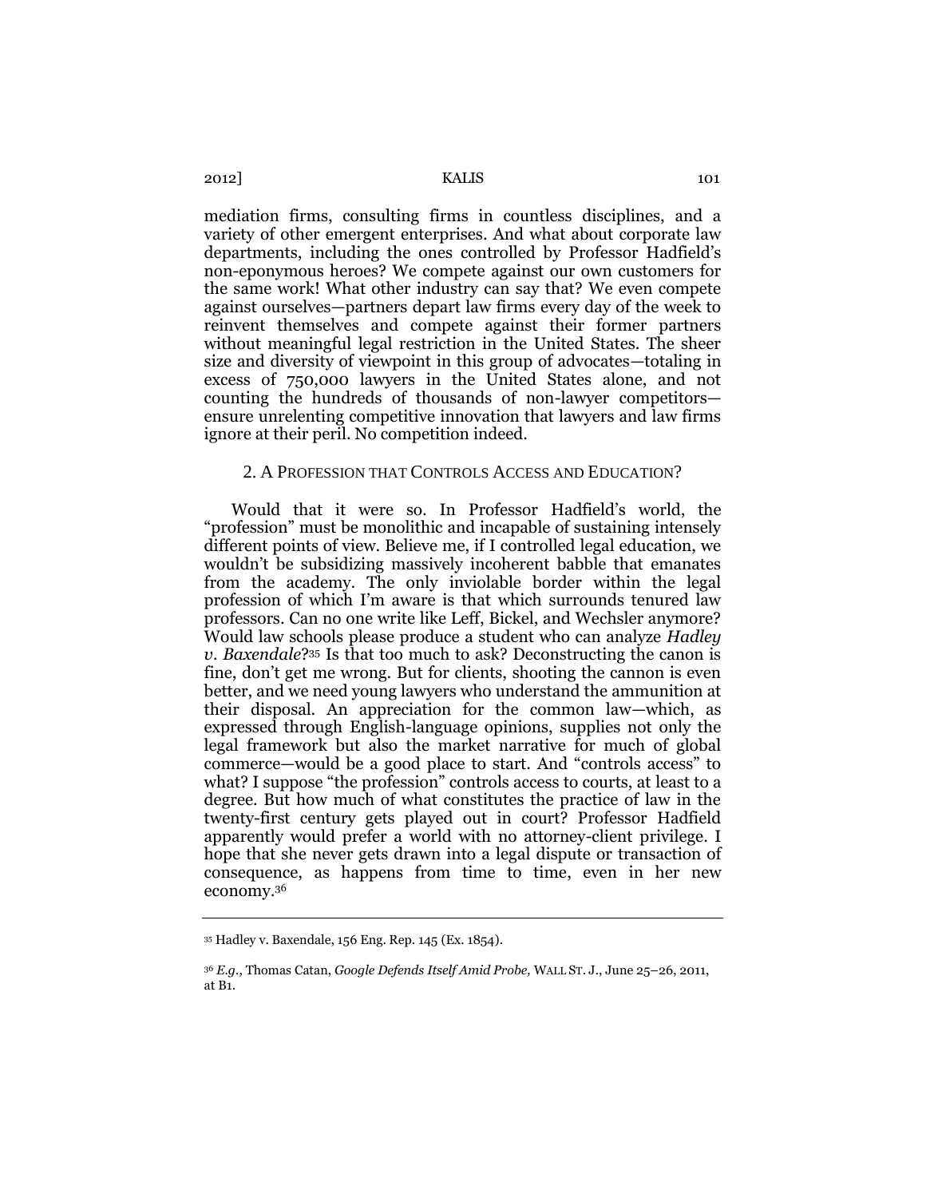mediation firms, consulting firms in countless disciplines, and a variety of other emergent enterprises. And what about corporate law departments, including the ones controlled by Professor Hadfield's non-eponymous heroes? We compete against our own customers for the same work! What other industry can say that? We even compete against ourselves—partners depart law firms every day of the week to reinvent themselves and compete against their former partners without meaningful legal restriction in the United States. The sheer size and diversity of viewpoint in this group of advocates—totaling in excess of 750,000 lawyers in the United States alone, and not counting the hundreds of thousands of non-lawyer competitors—ensure unrelenting competitive innovation that lawyers and law firms ignore at their peril. No competition indeed.

### 2. A PROFESSION THAT CONTROLS ACCESS AND EDUCATION?

Would that it were so. In Professor Hadfield's world, the "profession" must be monolithic and incapable of sustaining intensely different points of view. Believe me, if I controlled legal education, we wouldn't be subsidizing massively incoherent babble that emanates from the academy. The only inviolable border within the legal profession of which I'm aware is that which surrounds tenured law professors. Can no one write like Leff, Bickel, and Wechsler anymore? Would law schools please produce a student who can analyze *Hadley v. Baxendale*?[35] Is that too much to ask? Deconstructing the canon is fine, don't get me wrong. But for clients, shooting the cannon is even better, and we need young lawyers who understand the ammunition at their disposal. An appreciation for the common law—which, as expressed through English-language opinions, supplies not only the legal framework but also the market narrative for much of global commerce—would be a good place to start. And "controls access" to what? I suppose "the profession" controls access to courts, at least to a degree. But how much of what constitutes the practice of law in the twenty-first century gets played out in court? Professor Hadfield apparently would prefer a world with no attorney-client privilege. I hope that she never gets drawn into a legal dispute or transaction of consequence, as happens from time to time, even in her new economy.[36]

---

[35] Hadley v. Baxendale, 156 Eng. Rep. 145 (Ex. 1854).

[36] *E.g.*, Thomas Catan, *Google Defends Itself Amid Probe,* WALL ST. J., June 25–26, 2011, at B1.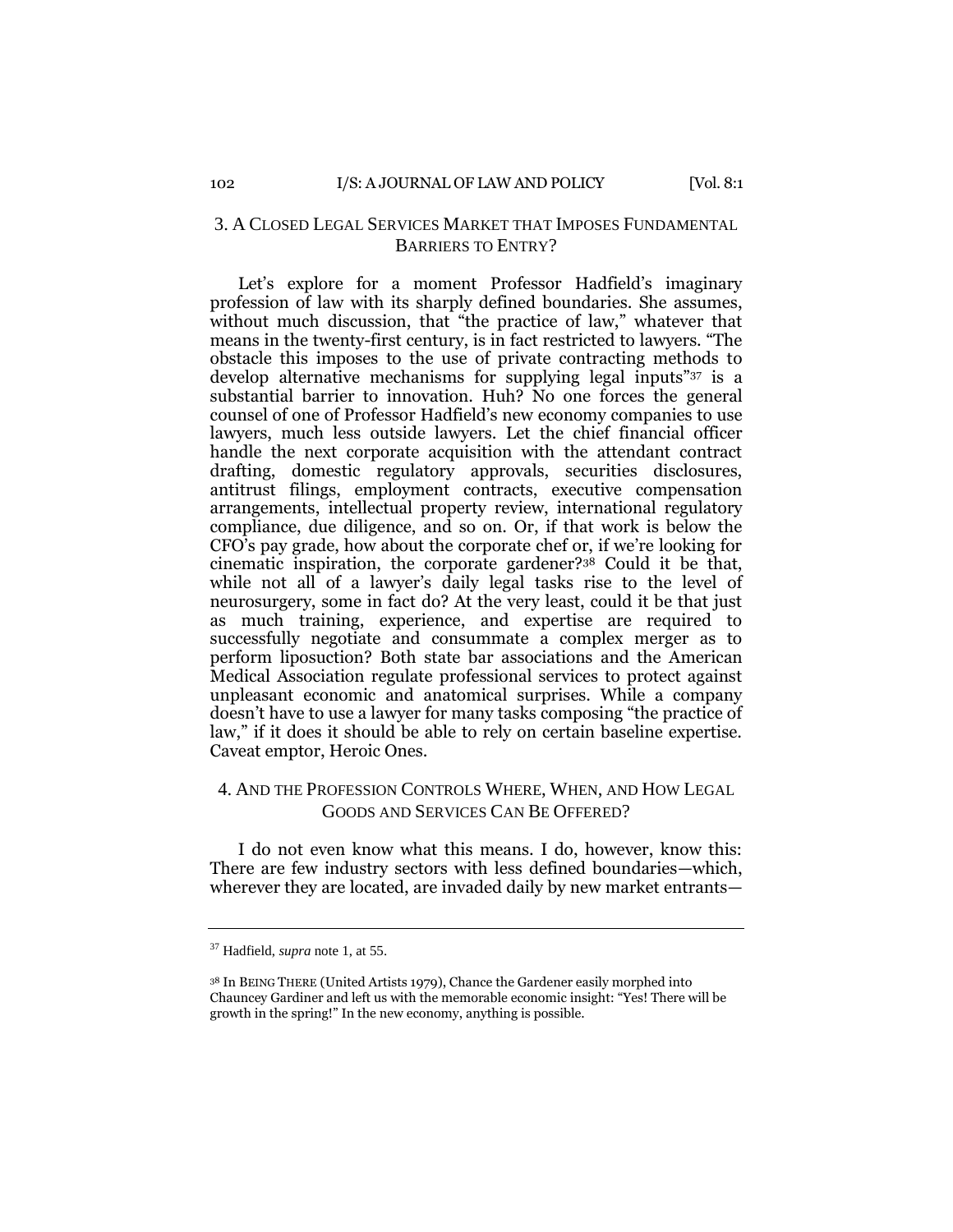### 3. A Closed Legal Services Market that Imposes Fundamental Barriers to Entry?

Let's explore for a moment Professor Hadfield's imaginary profession of law with its sharply defined boundaries. She assumes, without much discussion, that "the practice of law," whatever that means in the twenty-first century, is in fact restricted to lawyers. "The obstacle this imposes to the use of private contracting methods to develop alternative mechanisms for supplying legal inputs"[37] is a substantial barrier to innovation. Huh? No one forces the general counsel of one of Professor Hadfield's new economy companies to use lawyers, much less outside lawyers. Let the chief financial officer handle the next corporate acquisition with the attendant contract drafting, domestic regulatory approvals, securities disclosures, antitrust filings, employment contracts, executive compensation arrangements, intellectual property review, international regulatory compliance, due diligence, and so on. Or, if that work is below the CFO's pay grade, how about the corporate chef or, if we're looking for cinematic inspiration, the corporate gardener?[38] Could it be that, while not all of a lawyer's daily legal tasks rise to the level of neurosurgery, some in fact do? At the very least, could it be that just as much training, experience, and expertise are required to successfully negotiate and consummate a complex merger as to perform liposuction? Both state bar associations and the American Medical Association regulate professional services to protect against unpleasant economic and anatomical surprises. While a company doesn't have to use a lawyer for many tasks composing "the practice of law," if it does it should be able to rely on certain baseline expertise. Caveat emptor, Heroic Ones.

### 4. And the Profession Controls Where, When, and How Legal Goods and Services Can Be Offered?

I do not even know what this means. I do, however, know this: There are few industry sectors with less defined boundaries—which, wherever they are located, are invaded daily by new market entrants—

---

[37] Hadfield, *supra* note 1, at 55.

[38] In BEING THERE (United Artists 1979), Chance the Gardener easily morphed into Chauncey Gardiner and left us with the memorable economic insight: "Yes! There will be growth in the spring!" In the new economy, anything is possible.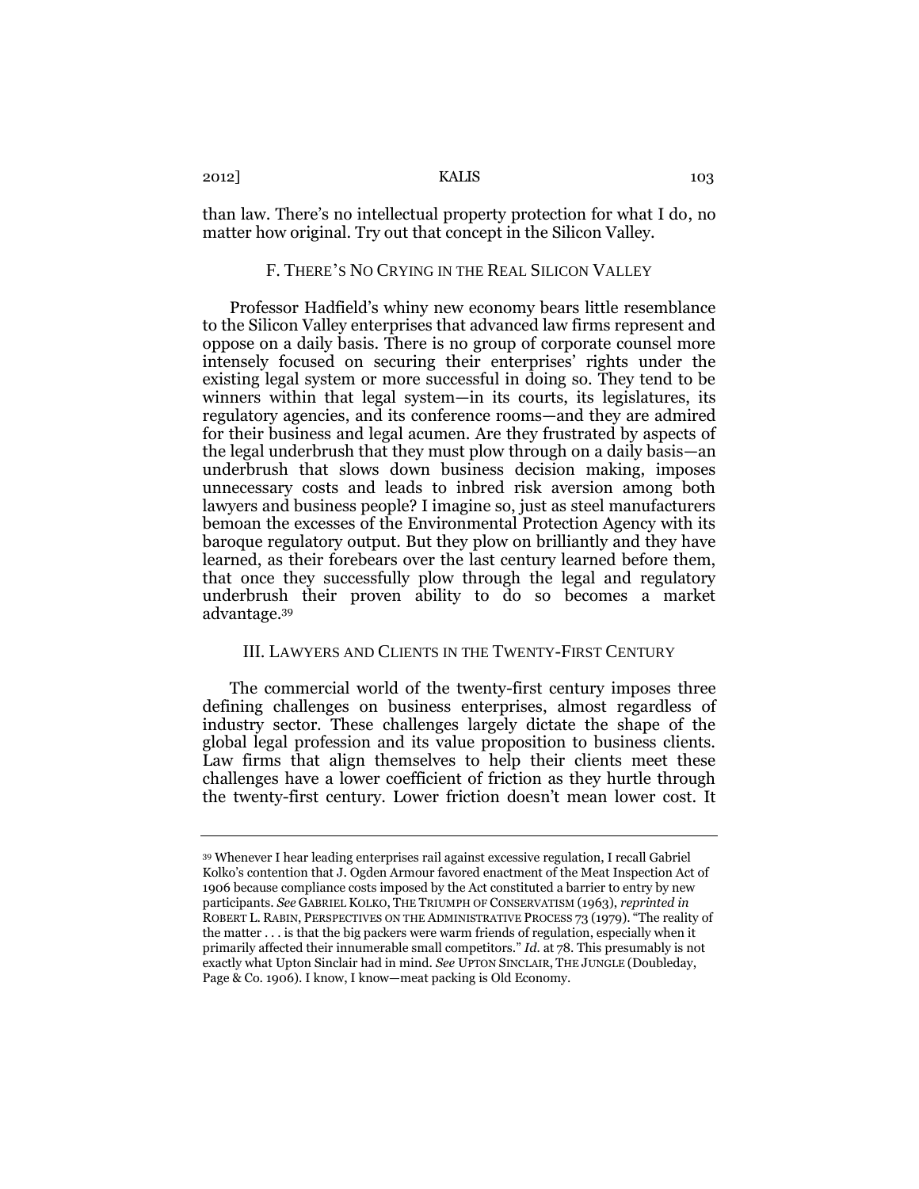than law. There's no intellectual property protection for what I do, no matter how original. Try out that concept in the Silicon Valley.

### F. THERE'S NO CRYING IN THE REAL SILICON VALLEY

Professor Hadfield's whiny new economy bears little resemblance to the Silicon Valley enterprises that advanced law firms represent and oppose on a daily basis. There is no group of corporate counsel more intensely focused on securing their enterprises' rights under the existing legal system or more successful in doing so. They tend to be winners within that legal system—in its courts, its legislatures, its regulatory agencies, and its conference rooms—and they are admired for their business and legal acumen. Are they frustrated by aspects of the legal underbrush that they must plow through on a daily basis—an underbrush that slows down business decision making, imposes unnecessary costs and leads to inbred risk aversion among both lawyers and business people? I imagine so, just as steel manufacturers bemoan the excesses of the Environmental Protection Agency with its baroque regulatory output. But they plow on brilliantly and they have learned, as their forebears over the last century learned before them, that once they successfully plow through the legal and regulatory underbrush their proven ability to do so becomes a market advantage.[39]

## III. LAWYERS AND CLIENTS IN THE TWENTY-FIRST CENTURY

The commercial world of the twenty-first century imposes three defining challenges on business enterprises, almost regardless of industry sector. These challenges largely dictate the shape of the global legal profession and its value proposition to business clients. Law firms that align themselves to help their clients meet these challenges have a lower coefficient of friction as they hurtle through the twenty-first century. Lower friction doesn't mean lower cost. It

---

[39] Whenever I hear leading enterprises rail against excessive regulation, I recall Gabriel Kolko's contention that J. Ogden Armour favored enactment of the Meat Inspection Act of 1906 because compliance costs imposed by the Act constituted a barrier to entry by new participants. *See* GABRIEL KOLKO, THE TRIUMPH OF CONSERVATISM (1963), *reprinted in* ROBERT L. RABIN, PERSPECTIVES ON THE ADMINISTRATIVE PROCESS 73 (1979). "The reality of the matter . . . is that the big packers were warm friends of regulation, especially when it primarily affected their innumerable small competitors." *Id.* at 78. This presumably is not exactly what Upton Sinclair had in mind. *See* UPTON SINCLAIR, THE JUNGLE (Doubleday, Page & Co. 1906). I know, I know—meat packing is Old Economy.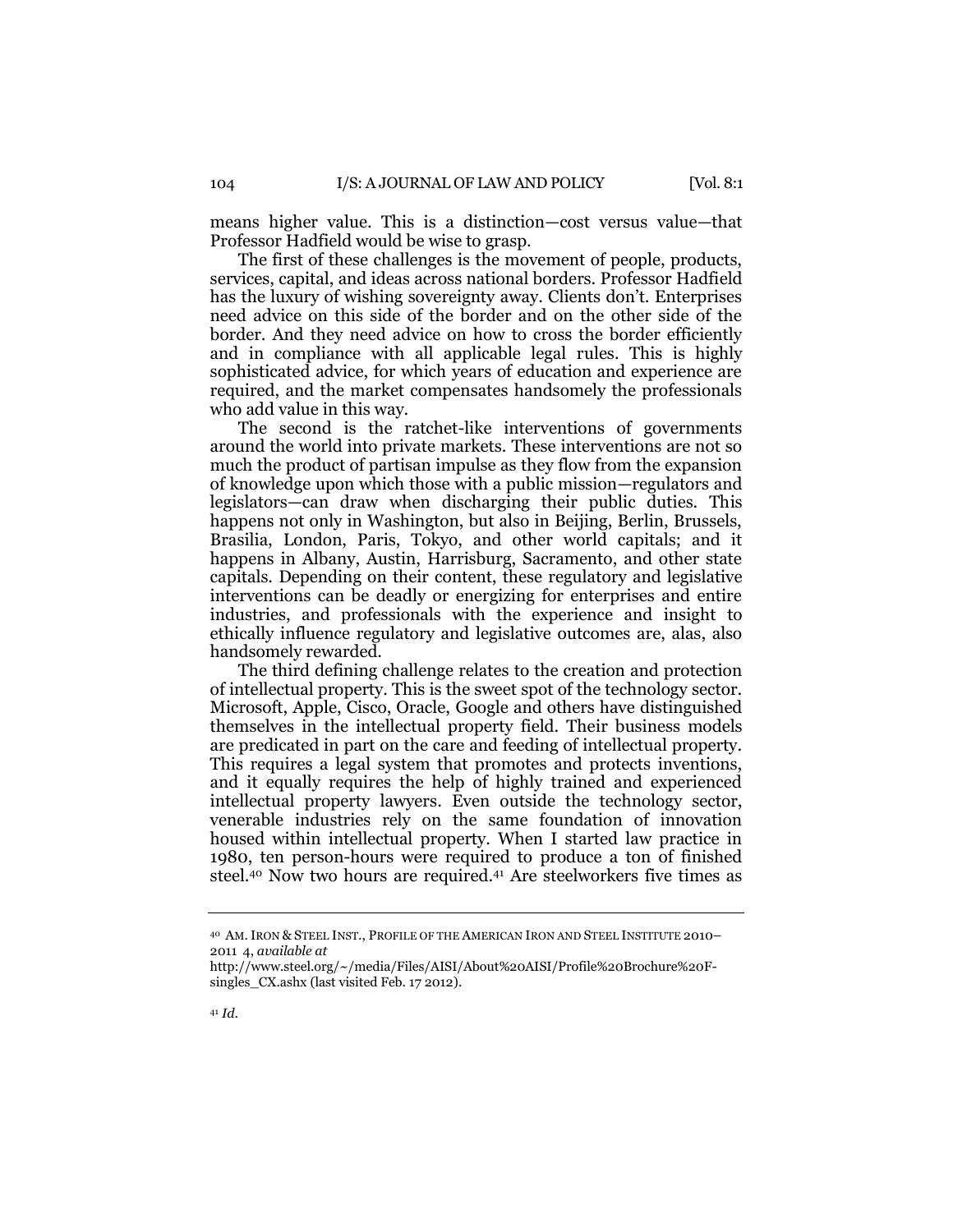means higher value. This is a distinction—cost versus value—that Professor Hadfield would be wise to grasp.

The first of these challenges is the movement of people, products, services, capital, and ideas across national borders. Professor Hadfield has the luxury of wishing sovereignty away. Clients don't. Enterprises need advice on this side of the border and on the other side of the border. And they need advice on how to cross the border efficiently and in compliance with all applicable legal rules. This is highly sophisticated advice, for which years of education and experience are required, and the market compensates handsomely the professionals who add value in this way.

The second is the ratchet-like interventions of governments around the world into private markets. These interventions are not so much the product of partisan impulse as they flow from the expansion of knowledge upon which those with a public mission—regulators and legislators—can draw when discharging their public duties. This happens not only in Washington, but also in Beijing, Berlin, Brussels, Brasilia, London, Paris, Tokyo, and other world capitals; and it happens in Albany, Austin, Harrisburg, Sacramento, and other state capitals. Depending on their content, these regulatory and legislative interventions can be deadly or energizing for enterprises and entire industries, and professionals with the experience and insight to ethically influence regulatory and legislative outcomes are, alas, also handsomely rewarded.

The third defining challenge relates to the creation and protection of intellectual property. This is the sweet spot of the technology sector. Microsoft, Apple, Cisco, Oracle, Google and others have distinguished themselves in the intellectual property field. Their business models are predicated in part on the care and feeding of intellectual property. This requires a legal system that promotes and protects inventions, and it equally requires the help of highly trained and experienced intellectual property lawyers. Even outside the technology sector, venerable industries rely on the same foundation of innovation housed within intellectual property. When I started law practice in 1980, ten person-hours were required to produce a ton of finished steel.[40] Now two hours are required.[41] Are steelworkers five times as

---

[40] AM. IRON & STEEL INST., PROFILE OF THE AMERICAN IRON AND STEEL INSTITUTE 2010–2011 4, *available at* http://www.steel.org/~/media/Files/AISI/About%20AISI/Profile%20Brochure%20F-singles_CX.ashx (last visited Feb. 17 2012).

[41] *Id.*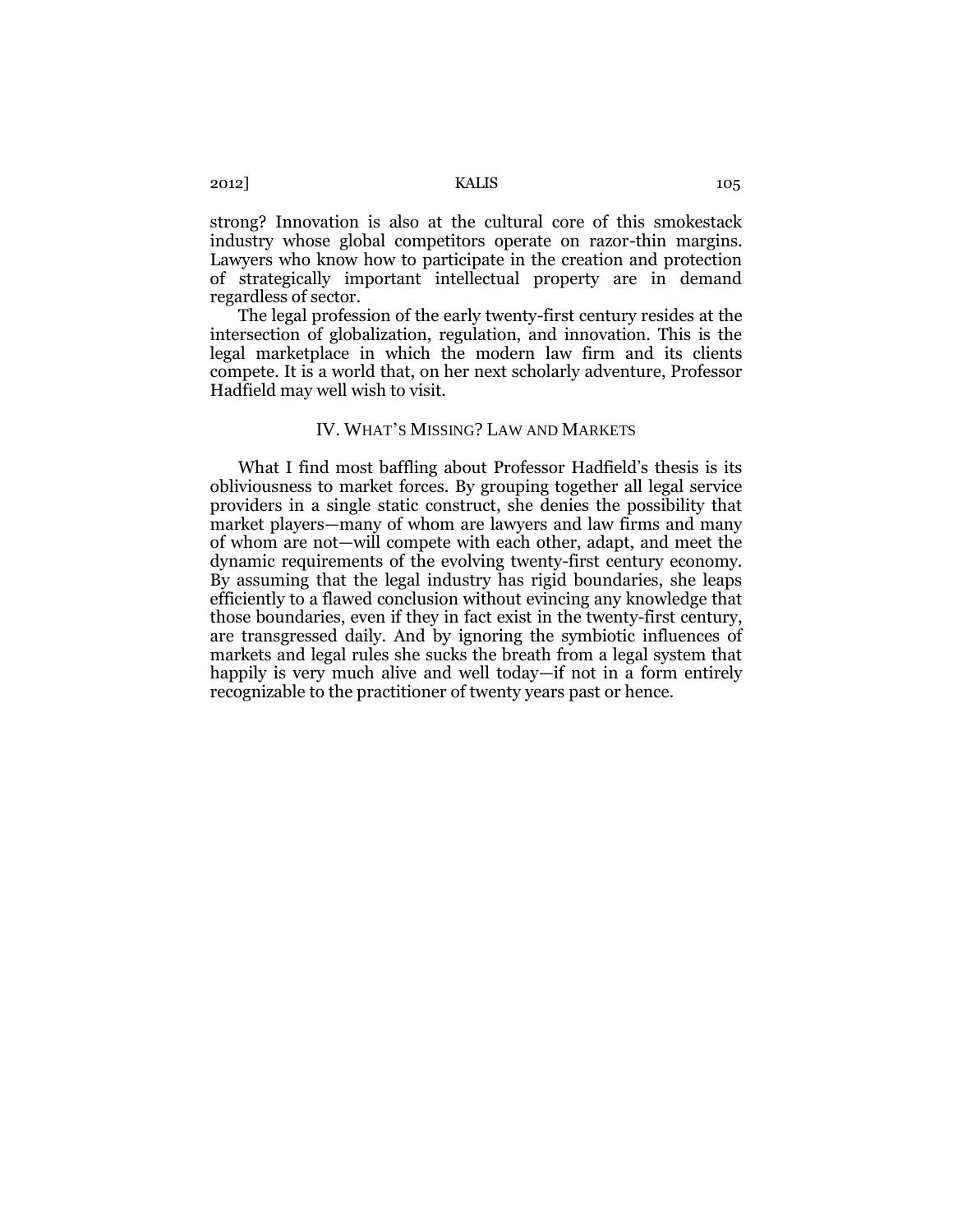strong? Innovation is also at the cultural core of this smokestack industry whose global competitors operate on razor-thin margins. Lawyers who know how to participate in the creation and protection of strategically important intellectual property are in demand regardless of sector.

The legal profession of the early twenty-first century resides at the intersection of globalization, regulation, and innovation. This is the legal marketplace in which the modern law firm and its clients compete. It is a world that, on her next scholarly adventure, Professor Hadfield may well wish to visit.

## IV. What's Missing? Law and Markets

What I find most baffling about Professor Hadfield's thesis is its obliviousness to market forces. By grouping together all legal service providers in a single static construct, she denies the possibility that market players—many of whom are lawyers and law firms and many of whom are not—will compete with each other, adapt, and meet the dynamic requirements of the evolving twenty-first century economy. By assuming that the legal industry has rigid boundaries, she leaps efficiently to a flawed conclusion without evincing any knowledge that those boundaries, even if they in fact exist in the twenty-first century, are transgressed daily. And by ignoring the symbiotic influences of markets and legal rules she sucks the breath from a legal system that happily is very much alive and well today—if not in a form entirely recognizable to the practitioner of twenty years past or hence.